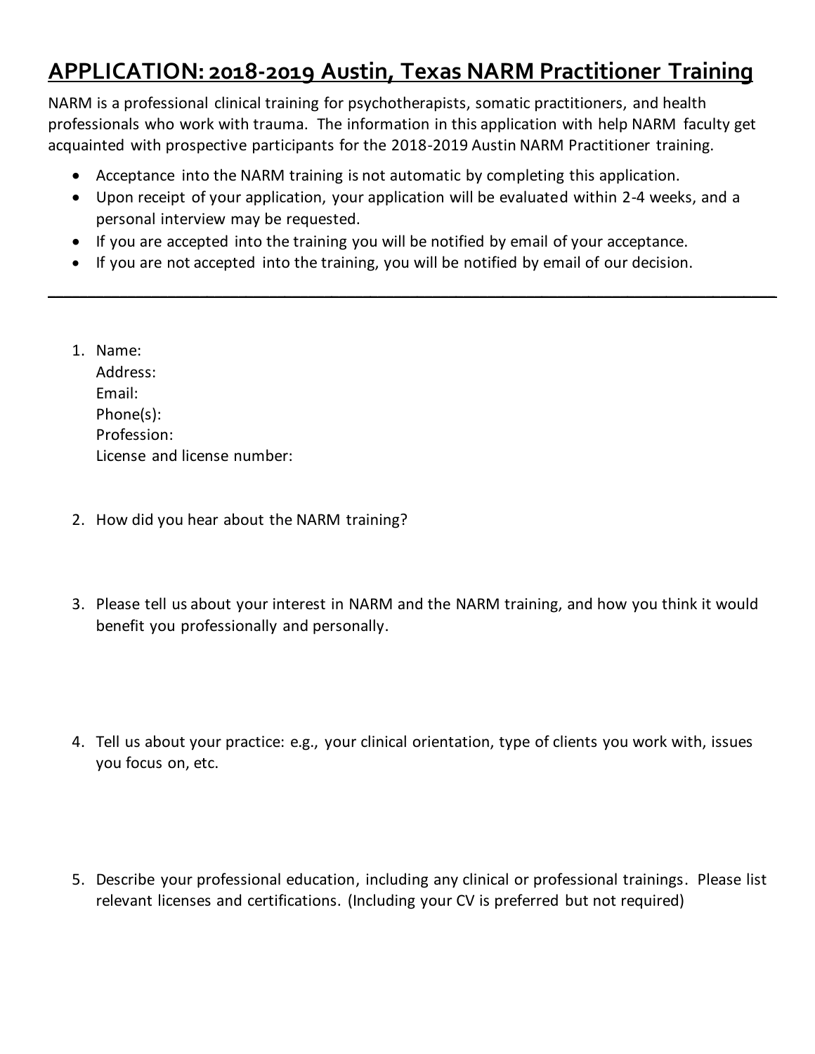# APPLICATION: 2018-2019 Austin, Texas NARM Practitioner Training

NARM is a professional clinical training for psychotherapists, somatic practitioners, and health professionals who work with trauma. The information in this application with help NARM faculty get acquainted with prospective participants for the 2018-2019 Austin NARM Practitioner training.

- Acceptance into the NARM training is not automatic by completing this application.
- Upon receipt of your application, your application will be evaluated within 2-4 weeks, and a personal interview may be requested.
- If you are accepted into the training you will be notified by email of your acceptance.
- If you are not accepted into the training, you will be notified by email of our decision.

---

1. Name:
   Address:
   Email:
   Phone(s):
   Profession:
   License and license number:

2. How did you hear about the NARM training?

3. Please tell us about your interest in NARM and the NARM training, and how you think it would benefit you professionally and personally.

4. Tell us about your practice: e.g., your clinical orientation, type of clients you work with, issues you focus on, etc.

5. Describe your professional education, including any clinical or professional trainings. Please list relevant licenses and certifications. (Including your CV is preferred but not required)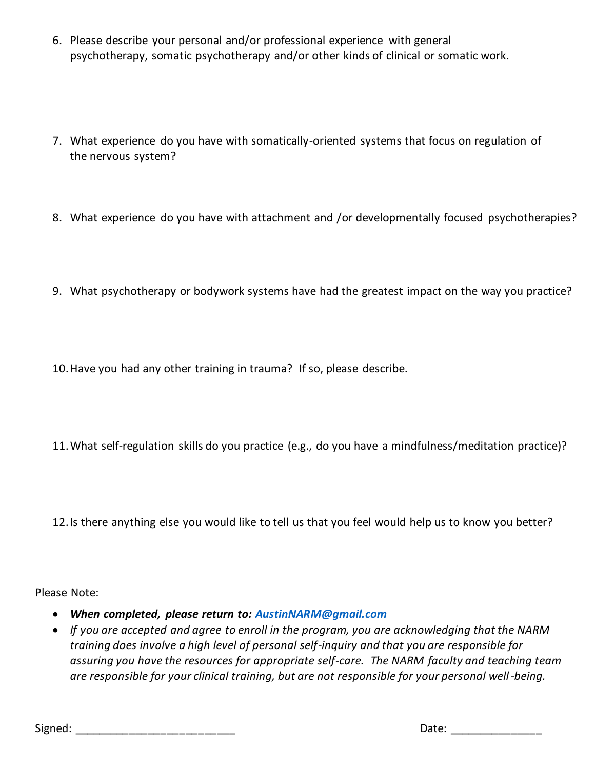6. Please describe your personal and/or professional experience with general psychotherapy, somatic psychotherapy and/or other kinds of clinical or somatic work.

7. What experience do you have with somatically-oriented systems that focus on regulation of the nervous system?

8. What experience do you have with attachment and /or developmentally focused psychotherapies?

9. What psychotherapy or bodywork systems have had the greatest impact on the way you practice?

10. Have you had any other training in trauma? If so, please describe.

11. What self-regulation skills do you practice (e.g., do you have a mindfulness/meditation practice)?

12. Is there anything else you would like to tell us that you feel would help us to know you better?

Please Note:

- ***When completed, please return to: [AustinNARM@gmail.com](mailto:AustinNARM@gmail.com)***
- *If you are accepted and agree to enroll in the program, you are acknowledging that the NARM training does involve a high level of personal self-inquiry and that you are responsible for assuring you have the resources for appropriate self-care. The NARM faculty and teaching team are responsible for your clinical training, but are not responsible for your personal well-being.*

Signed: __________________________ Date: _______________